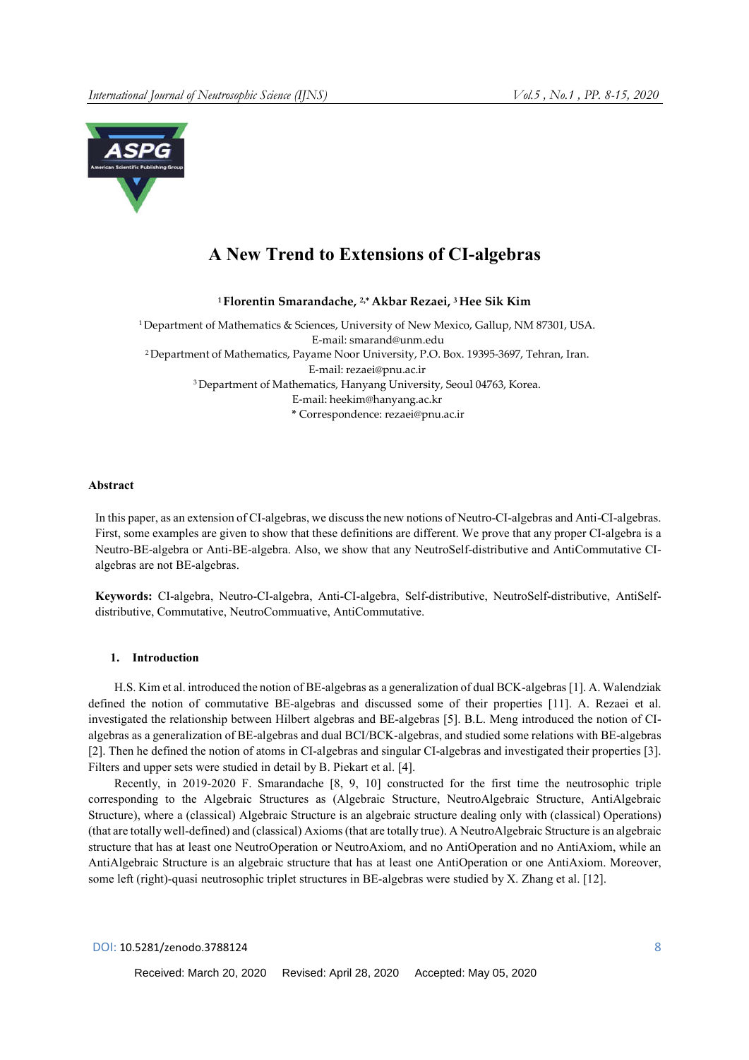# A New Trend to Extensions of CI-algebras

[1] **Florentin Smarandache,** [2,*] **Akbar Rezaei,** [3] **Hee Sik Kim**

[1] Department of Mathematics & Sciences, University of New Mexico, Gallup, NM 87301, USA.
E-mail: smarand@unm.edu

[2] Department of Mathematics, Payame Noor University, P.O. Box. 19395-3697, Tehran, Iran.
E-mail: rezaei@pnu.ac.ir

[3] Department of Mathematics, Hanyang University, Seoul 04763, Korea.
E-mail: heekim@hanyang.ac.kr

\* Correspondence: rezaei@pnu.ac.ir

### Abstract

In this paper, as an extension of CI-algebras, we discuss the new notions of Neutro-CI-algebras and Anti-CI-algebras. First, some examples are given to show that these definitions are different. We prove that any proper CI-algebra is a Neutro-BE-algebra or Anti-BE-algebra. Also, we show that any NeutroSelf-distributive and AntiCommutative CI-algebras are not BE-algebras.

**Keywords:** CI-algebra, Neutro-CI-algebra, Anti-CI-algebra, Self-distributive, NeutroSelf-distributive, AntiSelf-distributive, Commutative, NeutroCommuative, AntiCommutative.

## 1. Introduction

H.S. Kim et al. introduced the notion of BE-algebras as a generalization of dual BCK-algebras [1]. A. Walendziak defined the notion of commutative BE-algebras and discussed some of their properties [11]. A. Rezaei et al. investigated the relationship between Hilbert algebras and BE-algebras [5]. B.L. Meng introduced the notion of CI-algebras as a generalization of BE-algebras and dual BCI/BCK-algebras, and studied some relations with BE-algebras [2]. Then he defined the notion of atoms in CI-algebras and singular CI-algebras and investigated their properties [3]. Filters and upper sets were studied in detail by B. Piekart et al. [4].

Recently, in 2019-2020 F. Smarandache [8, 9, 10] constructed for the first time the neutrosophic triple corresponding to the Algebraic Structures as (Algebraic Structure, NeutroAlgebraic Structure, AntiAlgebraic Structure), where a (classical) Algebraic Structure is an algebraic structure dealing only with (classical) Operations) (that are totally well-defined) and (classical) Axioms (that are totally true). A NeutroAlgebraic Structure is an algebraic structure that has at least one NeutroOperation or NeutroAxiom, and no AntiOperation and no AntiAxiom, while an AntiAlgebraic Structure is an algebraic structure that has at least one AntiOperation or one AntiAxiom. Moreover, some left (right)-quasi neutrosophic triplet structures in BE-algebras were studied by X. Zhang et al. [12].

DOI: 10.5281/zenodo.3788124

Received: March 20, 2020 Revised: April 28, 2020 Accepted: May 05, 2020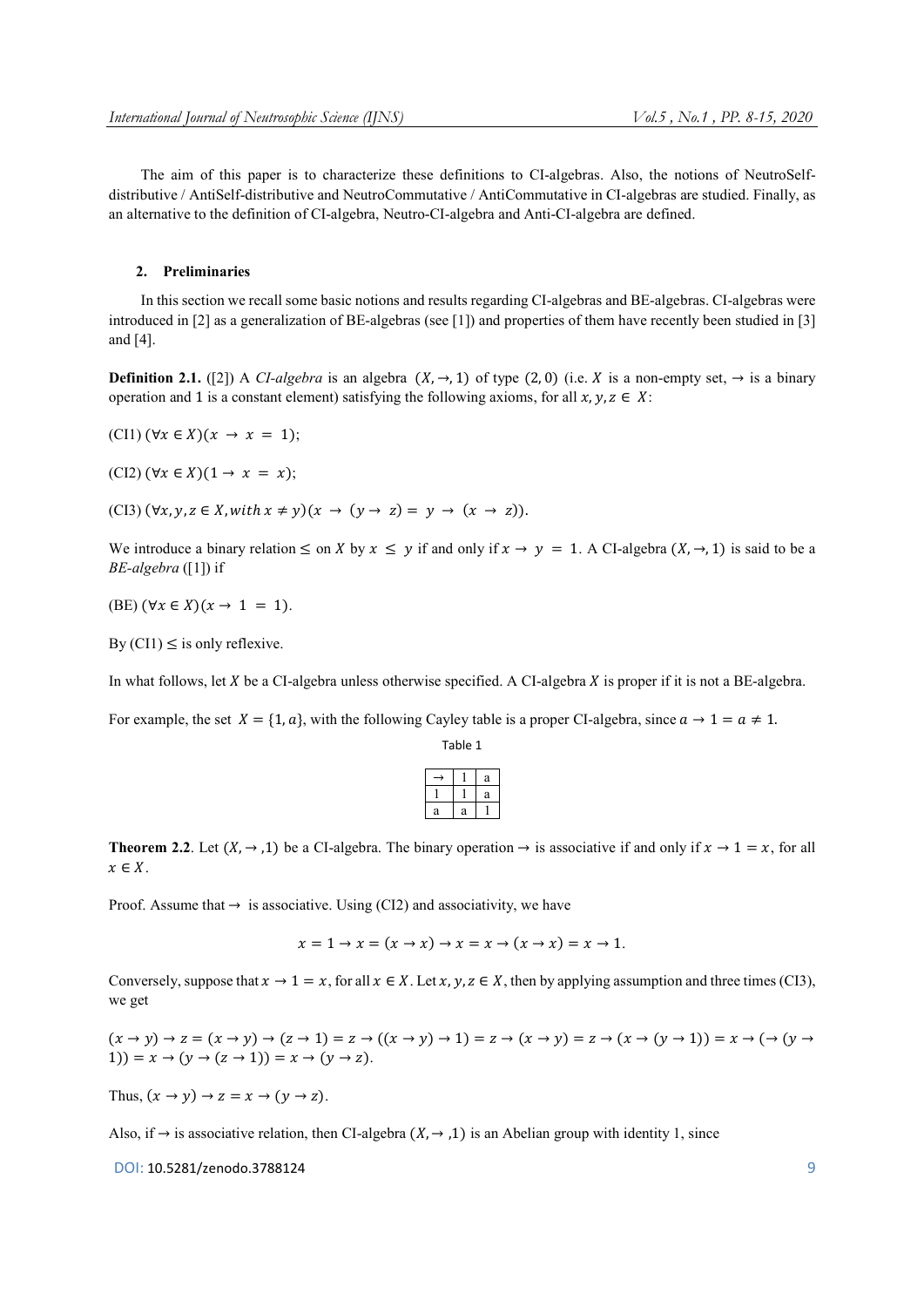The aim of this paper is to characterize these definitions to CI-algebras. Also, the notions of NeutroSelf-distributive / AntiSelf-distributive and NeutroCommutative / AntiCommutative in CI-algebras are studied. Finally, as an alternative to the definition of CI-algebra, Neutro-CI-algebra and Anti-CI-algebra are defined.

## 2. Preliminaries

In this section we recall some basic notions and results regarding CI-algebras and BE-algebras. CI-algebras were introduced in [2] as a generalization of BE-algebras (see [1]) and properties of them have recently been studied in [3] and [4].

**Definition 2.1.** ([2]) A *CI-algebra* is an algebra $(X, \rightarrow, 1)$ of type $(2, 0)$ (i.e. $X$ is a non-empty set, $\rightarrow$ is a binary operation and 1 is a constant element) satisfying the following axioms, for all $x, y, z \in X$:

(CI1) $(\forall x \in X)(x \rightarrow x = 1)$;

(CI2) $(\forall x \in X)(1 \rightarrow x = x)$;

(CI3) $(\forall x, y, z \in X, with\, x \neq y)(x \rightarrow (y \rightarrow z) = y \rightarrow (x \rightarrow z))$.

We introduce a binary relation $\leq$ on $X$ by $x \leq y$ if and only if $x \rightarrow y = 1$. A CI-algebra $(X, \rightarrow, 1)$ is said to be a *BE-algebra* ([1]) if

(BE) $(\forall x \in X)(x \rightarrow 1 = 1)$.

By (CI1) $\leq$ is only reflexive.

In what follows, let $X$ be a CI-algebra unless otherwise specified. A CI-algebra $X$ is proper if it is not a BE-algebra.

For example, the set $X = \{1, a\}$, with the following Cayley table is a proper CI-algebra, since $a \rightarrow 1 = a \neq 1$.

Table 1

| $\rightarrow$ | 1 | a |
|---|---|---|
| 1 | 1 | a |
| a | a | 1 |

**Theorem 2.2**. Let $(X, \rightarrow, 1)$ be a CI-algebra. The binary operation $\rightarrow$ is associative if and only if $x \rightarrow 1 = x$, for all $x \in X$.

Proof. Assume that $\rightarrow$ is associative. Using (CI2) and associativity, we have

$$x = 1 \rightarrow x = (x \rightarrow x) \rightarrow x = x \rightarrow (x \rightarrow x) = x \rightarrow 1.$$

Conversely, suppose that $x \rightarrow 1 = x$, for all $x \in X$. Let $x, y, z \in X$, then by applying assumption and three times (CI3), we get

$(x \rightarrow y) \rightarrow z = (x \rightarrow y) \rightarrow (z \rightarrow 1) = z \rightarrow ((x \rightarrow y) \rightarrow 1) = z \rightarrow (x \rightarrow y) = z \rightarrow (x \rightarrow (y \rightarrow 1)) = x \rightarrow (\rightarrow (y \rightarrow 1)) = x \rightarrow (y \rightarrow (z \rightarrow 1)) = x \rightarrow (y \rightarrow z)$.

Thus, $(x \rightarrow y) \rightarrow z = x \rightarrow (y \rightarrow z)$.

Also, if $\rightarrow$ is associative relation, then CI-algebra $(X, \rightarrow, 1)$ is an Abelian group with identity 1, since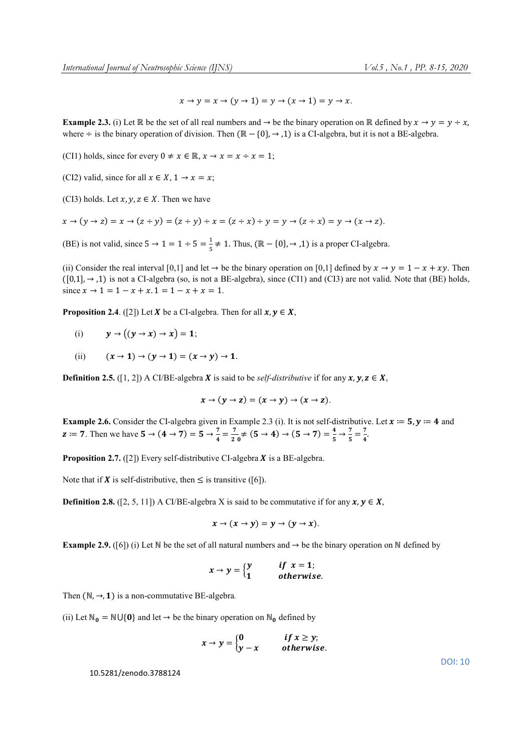$$x \to y = x \to (y \to 1) = y \to (x \to 1) = y \to x.$$

**Example 2.3.** (i) Let $\mathbb{R}$ be the set of all real numbers and $\to$ be the binary operation on $\mathbb{R}$ defined by $x \to y = y \div x$, where $\div$ is the binary operation of division. Then $(\mathbb{R} - \{0\}, \to, 1)$ is a CI-algebra, but it is not a BE-algebra.

(CI1) holds, since for every $0 \neq x \in \mathbb{R}$, $x \to x = x \div x = 1$;

(CI2) valid, since for all $x \in X$, $1 \to x = x$;

(CI3) holds. Let $x, y, z \in X$. Then we have

$x \to (y \to z) = x \to (z \div y) = (z \div y) \div x = (z \div x) \div y = y \to (z \div x) = y \to (x \to z)$.

(BE) is not valid, since $5 \to 1 = 1 \div 5 = \frac{1}{5} \neq 1$. Thus, $(\mathbb{R} - \{0\}, \to, 1)$ is a proper CI-algebra.

(ii) Consider the real interval $[0,1]$ and let $\to$ be the binary operation on $[0,1]$ defined by $x \to y = 1 - x + xy$. Then $([0,1], \to, 1)$ is not a CI-algebra (so, is not a BE-algebra), since (CI1) and (CI3) are not valid. Note that (BE) holds, since $x \to 1 = 1 - x + x.1 = 1 - x + x = 1$.

**Proposition 2.4**. ([2]) Let $\boldsymbol{X}$ be a CI-algebra. Then for all $\boldsymbol{x}, \boldsymbol{y} \in \boldsymbol{X}$,

(i) $\quad \boldsymbol{y} \to ((\boldsymbol{y} \to \boldsymbol{x}) \to \boldsymbol{x}) = \mathbf{1}$;

(ii) $\quad (\boldsymbol{x} \to \mathbf{1}) \to (\boldsymbol{y} \to \mathbf{1}) = (\boldsymbol{x} \to \boldsymbol{y}) \to \mathbf{1}$.

**Definition 2.5.** ([1, 2]) A CI/BE-algebra $\boldsymbol{X}$ is said to be *self-distributive* if for any $\boldsymbol{x}, \boldsymbol{y}, \boldsymbol{z} \in \boldsymbol{X}$,

$$\boldsymbol{x} \to (\boldsymbol{y} \to \boldsymbol{z}) = (\boldsymbol{x} \to \boldsymbol{y}) \to (\boldsymbol{x} \to \boldsymbol{z}).$$

**Example 2.6.** Consider the CI-algebra given in Example 2.3 (i). It is not self-distributive. Let $\boldsymbol{x} := \mathbf{5}, \boldsymbol{y} := \mathbf{4}$ and $\boldsymbol{z} := \mathbf{7}$. Then we have $\mathbf{5} \to (\mathbf{4} \to \mathbf{7}) = \mathbf{5} \to \frac{\mathbf{7}}{\mathbf{4}} = \frac{\mathbf{7}}{\mathbf{20}} \neq (\mathbf{5} \to \mathbf{4}) \to (\mathbf{5} \to \mathbf{7}) = \frac{\mathbf{4}}{\mathbf{5}} \to \frac{\mathbf{7}}{\mathbf{5}} = \frac{\mathbf{7}}{\mathbf{4}}$.

**Proposition 2.7.** ([2]) Every self-distributive CI-algebra $\boldsymbol{X}$ is a BE-algebra.

Note that if $\boldsymbol{X}$ is self-distributive, then $\leq$ is transitive ([6]).

**Definition 2.8.** ([2, 5, 11]) A CI/BE-algebra X is said to be commutative if for any $\boldsymbol{x}, \boldsymbol{y} \in \boldsymbol{X}$,

$$\boldsymbol{x} \to (\boldsymbol{x} \to \boldsymbol{y}) = \boldsymbol{y} \to (\boldsymbol{y} \to \boldsymbol{x}).$$

**Example 2.9.** ([6]) (i) Let $\mathbb{N}$ be the set of all natural numbers and $\to$ be the binary operation on $\mathbb{N}$ defined by

$$\boldsymbol{x} \to \boldsymbol{y} = \begin{cases} \boldsymbol{y} & \textit{if } \ \boldsymbol{x} = \mathbf{1}; \\ \mathbf{1} & \textit{otherwise}. \end{cases}$$

Then $(\mathbb{N}, \to, \mathbf{1})$ is a non-commutative BE-algebra.

(ii) Let $\mathbb{N}_{\mathbf{0}} = \mathbb{N} \cup \{\mathbf{0}\}$ and let $\to$ be the binary operation on $\mathbb{N}_{\mathbf{0}}$ defined by

$$\boldsymbol{x} \to \boldsymbol{y} = \begin{cases} \mathbf{0} & \textit{if } \boldsymbol{x} \geq \boldsymbol{y}; \\ \boldsymbol{y} - \boldsymbol{x} & \textit{otherwise}. \end{cases}$$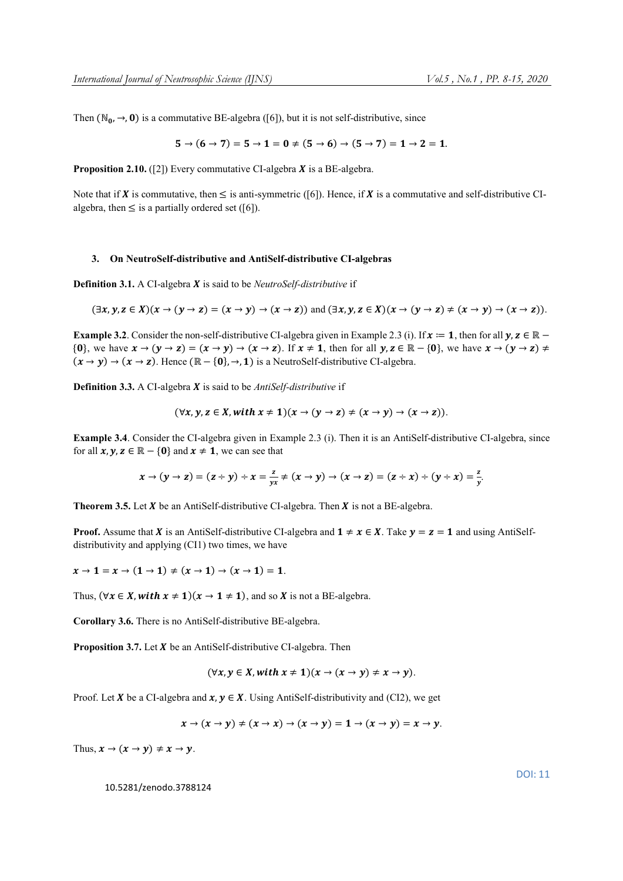Then $(\mathbb{N}_0, \rightarrow, \mathbf{0})$ is a commutative BE-algebra ([6]), but it is not self-distributive, since

$$5 \rightarrow (6 \rightarrow 7) = 5 \rightarrow 1 = 0 \neq (5 \rightarrow 6) \rightarrow (5 \rightarrow 7) = 1 \rightarrow 2 = 1.$$

**Proposition 2.10.** ([2]) Every commutative CI-algebra $X$ is a BE-algebra.

Note that if $X$ is commutative, then $\leq$ is anti-symmetric ([6]). Hence, if $X$ is a commutative and self-distributive CI-algebra, then $\leq$ is a partially ordered set ([6]).

### 3. On NeutroSelf-distributive and AntiSelf-distributive CI-algebras

**Definition 3.1.** A CI-algebra $X$ is said to be *NeutroSelf-distributive* if

$$(\exists x, y, z \in X)(x \rightarrow (y \rightarrow z) = (x \rightarrow y) \rightarrow (x \rightarrow z)) \text{ and } (\exists x, y, z \in X)(x \rightarrow (y \rightarrow z) \neq (x \rightarrow y) \rightarrow (x \rightarrow z)).$$

**Example 3.2**. Consider the non-self-distributive CI-algebra given in Example 2.3 (i). If $x := 1$, then for all $y, z \in \mathbb{R} - \{0\}$, we have $x \rightarrow (y \rightarrow z) = (x \rightarrow y) \rightarrow (x \rightarrow z)$. If $x \neq 1$, then for all $y, z \in \mathbb{R} - \{0\}$, we have $x \rightarrow (y \rightarrow z) \neq (x \rightarrow y) \rightarrow (x \rightarrow z)$. Hence $(\mathbb{R} - \{0\}, \rightarrow, 1)$ is a NeutroSelf-distributive CI-algebra.

**Definition 3.3.** A CI-algebra $X$ is said to be *AntiSelf-distributive* if

$$(\forall x, y, z \in X, \textit{with } x \neq 1)(x \rightarrow (y \rightarrow z) \neq (x \rightarrow y) \rightarrow (x \rightarrow z)).$$

**Example 3.4**. Consider the CI-algebra given in Example 2.3 (i). Then it is an AntiSelf-distributive CI-algebra, since for all $x, y, z \in \mathbb{R} - \{0\}$ and $x \neq 1$, we can see that

$$x \rightarrow (y \rightarrow z) = (z \div y) \div x = \frac{z}{yx} \neq (x \rightarrow y) \rightarrow (x \rightarrow z) = (z \div x) \div (y \div x) = \frac{z}{y}.$$

**Theorem 3.5.** Let $X$ be an AntiSelf-distributive CI-algebra. Then $X$ is not a BE-algebra.

**Proof.** Assume that $X$ is an AntiSelf-distributive CI-algebra and $1 \neq x \in X$. Take $y = z = 1$ and using AntiSelf-distributivity and applying (CI1) two times, we have

$$x \rightarrow 1 = x \rightarrow (1 \rightarrow 1) \neq (x \rightarrow 1) \rightarrow (x \rightarrow 1) = 1.$$

Thus, $(\forall x \in X, \textit{with } x \neq 1)(x \rightarrow 1 \neq 1)$, and so $X$ is not a BE-algebra.

**Corollary 3.6.** There is no AntiSelf-distributive BE-algebra.

**Proposition 3.7.** Let $X$ be an AntiSelf-distributive CI-algebra. Then

$$(\forall x, y \in X, \textit{with } x \neq 1)(x \rightarrow (x \rightarrow y) \neq x \rightarrow y).$$

Proof. Let $X$ be a CI-algebra and $x, y \in X$. Using AntiSelf-distributivity and (CI2), we get

$$x \rightarrow (x \rightarrow y) \neq (x \rightarrow x) \rightarrow (x \rightarrow y) = 1 \rightarrow (x \rightarrow y) = x \rightarrow y.$$

Thus, $x \rightarrow (x \rightarrow y) \neq x \rightarrow y$.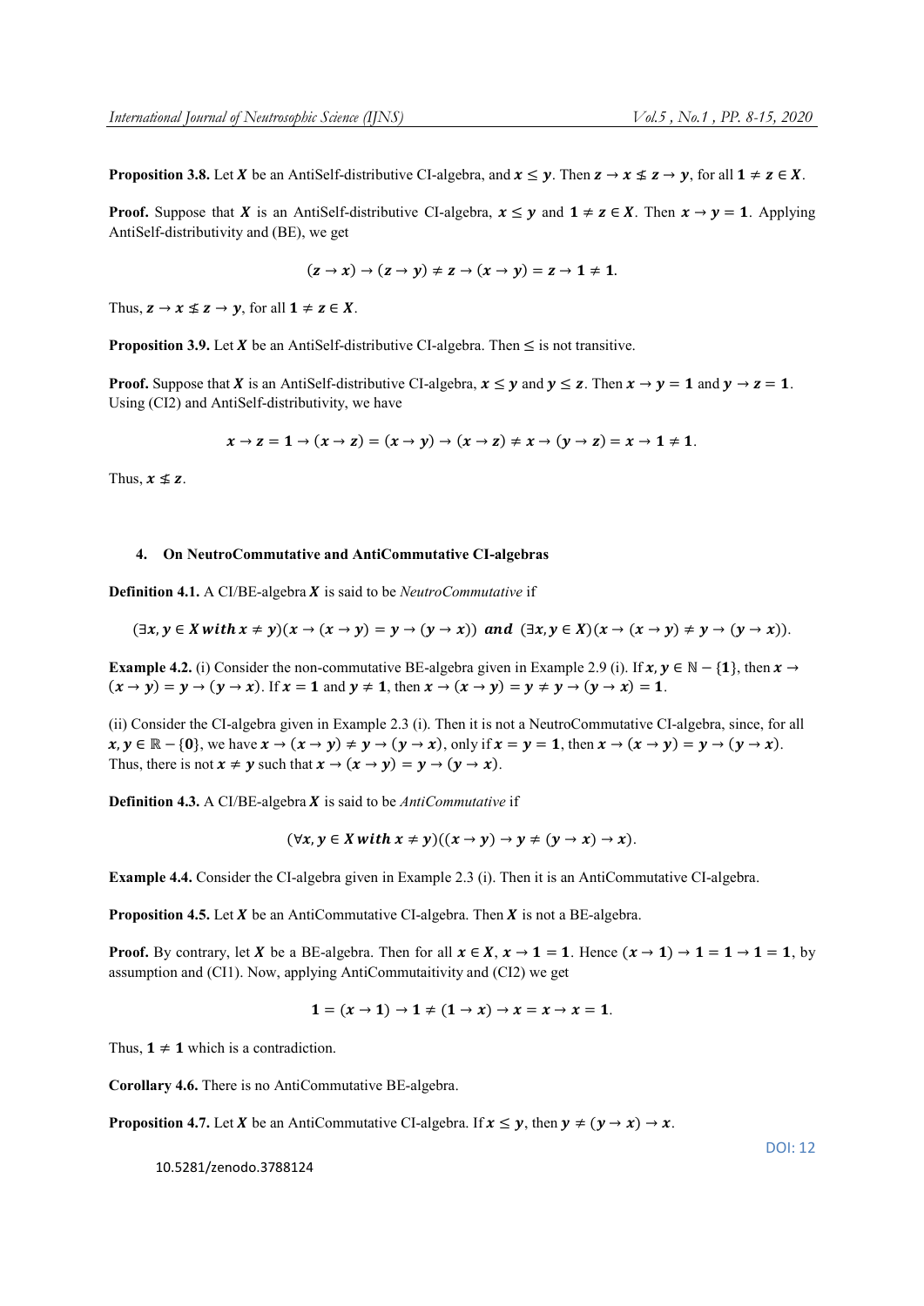**Proposition 3.8.** Let $X$ be an AntiSelf-distributive CI-algebra, and $x \leq y$. Then $z \to x \nleq z \to y$, for all $1 \neq z \in X$.

**Proof.** Suppose that $X$ is an AntiSelf-distributive CI-algebra, $x \leq y$ and $1 \neq z \in X$. Then $x \to y = 1$. Applying AntiSelf-distributivity and (BE), we get

$$(z \to x) \to (z \to y) \neq z \to (x \to y) = z \to 1 \neq 1.$$

Thus, $z \to x \nleq z \to y$, for all $1 \neq z \in X$.

**Proposition 3.9.** Let $X$ be an AntiSelf-distributive CI-algebra. Then $\leq$ is not transitive.

**Proof.** Suppose that $X$ is an AntiSelf-distributive CI-algebra, $x \leq y$ and $y \leq z$. Then $x \to y = 1$ and $y \to z = 1$. Using (CI2) and AntiSelf-distributivity, we have

$$x \to z = 1 \to (x \to z) = (x \to y) \to (x \to z) \neq x \to (y \to z) = x \to 1 \neq 1.$$

Thus, $x \nleq z$.

## 4. On NeutroCommutative and AntiCommutative CI-algebras

**Definition 4.1.** A CI/BE-algebra $X$ is said to be *NeutroCommutative* if

$$(\exists x, y \in X \textit{ with } x \neq y)(x \to (x \to y) = y \to (y \to x)) \textit{ and } (\exists x, y \in X)(x \to (x \to y) \neq y \to (y \to x)).$$

**Example 4.2.** (i) Consider the non-commutative BE-algebra given in Example 2.9 (i). If $x, y \in \mathbb{N} - \{1\}$, then $x \to (x \to y) = y \to (y \to x)$. If $x = 1$ and $y \neq 1$, then $x \to (x \to y) = y \neq y \to (y \to x) = 1$.

(ii) Consider the CI-algebra given in Example 2.3 (i). Then it is not a NeutroCommutative CI-algebra, since, for all $x, y \in \mathbb{R} - \{0\}$, we have $x \to (x \to y) \neq y \to (y \to x)$, only if $x = y = 1$, then $x \to (x \to y) = y \to (y \to x)$. Thus, there is not $x \neq y$ such that $x \to (x \to y) = y \to (y \to x)$.

**Definition 4.3.** A CI/BE-algebra $X$ is said to be *AntiCommutative* if

$$(\forall x, y \in X \textit{ with } x \neq y)((x \to y) \to y \neq (y \to x) \to x).$$

**Example 4.4.** Consider the CI-algebra given in Example 2.3 (i). Then it is an AntiCommutative CI-algebra.

**Proposition 4.5.** Let $X$ be an AntiCommutative CI-algebra. Then $X$ is not a BE-algebra.

**Proof.** By contrary, let $X$ be a BE-algebra. Then for all $x \in X$, $x \to 1 = 1$. Hence $(x \to 1) \to 1 = 1 \to 1 = 1$, by assumption and (CI1). Now, applying AntiCommutaitivity and (CI2) we get

$$1 = (x \to 1) \to 1 \neq (1 \to x) \to x = x \to x = 1.$$

Thus, $1 \neq 1$ which is a contradiction.

**Corollary 4.6.** There is no AntiCommutative BE-algebra.

**Proposition 4.7.** Let $X$ be an AntiCommutative CI-algebra. If $x \leq y$, then $y \neq (y \to x) \to x$.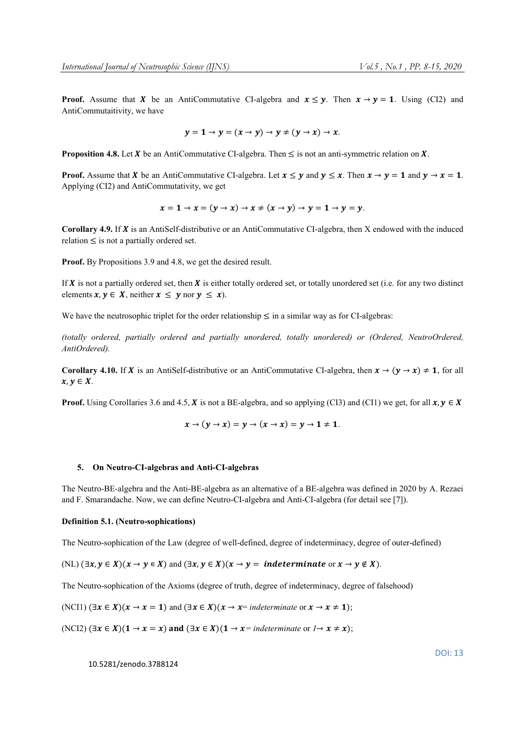**Proof.** Assume that $\boldsymbol{X}$ be an AntiCommutative CI-algebra and $\boldsymbol{x} \leq \boldsymbol{y}$. Then $\boldsymbol{x} \rightarrow \boldsymbol{y} = \mathbf{1}$. Using (CI2) and AntiCommutaitivity, we have

$$\boldsymbol{y} = \mathbf{1} \rightarrow \boldsymbol{y} = (\boldsymbol{x} \rightarrow \boldsymbol{y}) \rightarrow \boldsymbol{y} \neq (\boldsymbol{y} \rightarrow \boldsymbol{x}) \rightarrow \boldsymbol{x}.$$

**Proposition 4.8.** Let $\boldsymbol{X}$ be an AntiCommutative CI-algebra. Then $\leq$ is not an anti-symmetric relation on $\boldsymbol{X}$.

**Proof.** Assume that $\boldsymbol{X}$ be an AntiCommutative CI-algebra. Let $\boldsymbol{x} \leq \boldsymbol{y}$ and $\boldsymbol{y} \leq \boldsymbol{x}$. Then $\boldsymbol{x} \rightarrow \boldsymbol{y} = \mathbf{1}$ and $\boldsymbol{y} \rightarrow \boldsymbol{x} = \mathbf{1}$. Applying (CI2) and AntiCommutativity, we get

$$\boldsymbol{x} = \mathbf{1} \rightarrow \boldsymbol{x} = (\boldsymbol{y} \rightarrow \boldsymbol{x}) \rightarrow \boldsymbol{x} \neq (\boldsymbol{x} \rightarrow \boldsymbol{y}) \rightarrow \boldsymbol{y} = \mathbf{1} \rightarrow \boldsymbol{y} = \boldsymbol{y}.$$

**Corollary 4.9.** If $\boldsymbol{X}$ is an AntiSelf-distributive or an AntiCommutative CI-algebra, then X endowed with the induced relation $\leq$ is not a partially ordered set.

**Proof.** By Propositions 3.9 and 4.8, we get the desired result.

If $\boldsymbol{X}$ is not a partially ordered set, then $\boldsymbol{X}$ is either totally ordered set, or totally unordered set (i.e. for any two distinct elements $\boldsymbol{x}, \boldsymbol{y} \in \boldsymbol{X}$, neither $\boldsymbol{x} \leq \boldsymbol{y}$ nor $\boldsymbol{y} \leq \boldsymbol{x}$).

We have the neutrosophic triplet for the order relationship $\leq$ in a similar way as for CI-algebras:

*(totally ordered, partially ordered and partially unordered, totally unordered) or (Ordered, NeutroOrdered, AntiOrdered).*

**Corollary 4.10.** If $\boldsymbol{X}$ is an AntiSelf-distributive or an AntiCommutative CI-algebra, then $\boldsymbol{x} \rightarrow (\boldsymbol{y} \rightarrow \boldsymbol{x}) \neq \mathbf{1}$, for all $\boldsymbol{x}, \boldsymbol{y} \in \boldsymbol{X}$.

**Proof.** Using Corollaries 3.6 and 4.5, $\boldsymbol{X}$ is not a BE-algebra, and so applying (CI3) and (CI1) we get, for all $\boldsymbol{x}, \boldsymbol{y} \in \boldsymbol{X}$

$$\boldsymbol{x} \rightarrow (\boldsymbol{y} \rightarrow \boldsymbol{x}) = \boldsymbol{y} \rightarrow (\boldsymbol{x} \rightarrow \boldsymbol{x}) = \boldsymbol{y} \rightarrow \mathbf{1} \neq \mathbf{1}.$$

## 5. On Neutro-CI-algebras and Anti-CI-algebras

The Neutro-BE-algebra and the Anti-BE-algebra as an alternative of a BE-algebra was defined in 2020 by A. Rezaei and F. Smarandache. Now, we can define Neutro-CI-algebra and Anti-CI-algebra (for detail see [7]).

**Definition 5.1. (Neutro-sophications)**

The Neutro-sophication of the Law (degree of well-defined, degree of indeterminacy, degree of outer-defined)

(NL) $(\exists \boldsymbol{x}, \boldsymbol{y} \in \boldsymbol{X})(\boldsymbol{x} \rightarrow \boldsymbol{y} \in \boldsymbol{X})$ and $(\exists \boldsymbol{x}, \boldsymbol{y} \in \boldsymbol{X})(\boldsymbol{x} \rightarrow \boldsymbol{y} = \textit{\textbf{indeterminate}}$ or $\boldsymbol{x} \rightarrow \boldsymbol{y} \notin \boldsymbol{X})$.

The Neutro-sophication of the Axioms (degree of truth, degree of indeterminacy, degree of falsehood)

(NCI1) $(\exists \boldsymbol{x} \in \boldsymbol{X})(\boldsymbol{x} \rightarrow \boldsymbol{x} = \mathbf{1})$ and $(\exists \boldsymbol{x} \in \boldsymbol{X})(\boldsymbol{x} \rightarrow \boldsymbol{x} = \textit{indeterminate}$ or $\boldsymbol{x} \rightarrow \boldsymbol{x} \neq \mathbf{1})$;

(NCI2) $(\exists \boldsymbol{x} \in \boldsymbol{X})(\mathbf{1} \rightarrow \boldsymbol{x} = \boldsymbol{x})$ **and** $(\exists \boldsymbol{x} \in \boldsymbol{X})(\mathbf{1} \rightarrow \boldsymbol{x} = \textit{indeterminate}$ or $1 \rightarrow \boldsymbol{x} \neq \boldsymbol{x})$;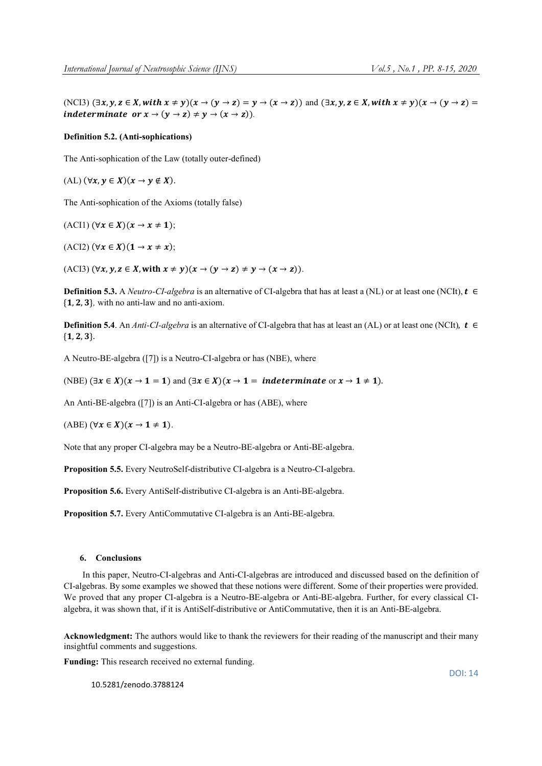(NCI3) $(\exists x, y, z \in X, \textit{with } x \neq y)(x \to (y \to z) = y \to (x \to z))$ and $(\exists x, y, z \in X, \textit{with } x \neq y)(x \to (y \to z) = \textit{indeterminate} \textit{ or } x \to (y \to z) \neq y \to (x \to z))$.

**Definition 5.2. (Anti-sophications)**

The Anti-sophication of the Law (totally outer-defined)

(AL) $(\forall x, y \in X)(x \to y \notin X)$.

The Anti-sophication of the Axioms (totally false)

(ACI1) $(\forall x \in X)(x \to x \neq 1)$;

(ACI2) $(\forall x \in X)(1 \to x \neq x)$;

(ACI3) $(\forall x, y, z \in X, \textbf{with } x \neq y)(x \to (y \to z) \neq y \to (x \to z))$.

**Definition 5.3.** A *Neutro-CI-algebra* is an alternative of CI-algebra that has at least a (NL) or at least one (NCI*t*), $t \in \{1, 2, 3\}$, with no anti-law and no anti-axiom.

**Definition 5.4**. An *Anti-CI-algebra* is an alternative of CI-algebra that has at least an (AL) or at least one (NCI*t*), $t \in \{1, 2, 3\}$.

A Neutro-BE-algebra ([7]) is a Neutro-CI-algebra or has (NBE), where

(NBE) $(\exists x \in X)(x \to 1 = 1)$ and $(\exists x \in X)(x \to 1 = \textit{indeterminate}$ or $x \to 1 \neq 1)$.

An Anti-BE-algebra ([7]) is an Anti-CI-algebra or has (ABE), where

(ABE) $(\forall x \in X)(x \to 1 \neq 1)$.

Note that any proper CI-algebra may be a Neutro-BE-algebra or Anti-BE-algebra.

**Proposition 5.5.** Every NeutroSelf-distributive CI-algebra is a Neutro-CI-algebra.

**Proposition 5.6.** Every AntiSelf-distributive CI-algebra is an Anti-BE-algebra.

**Proposition 5.7.** Every AntiCommutative CI-algebra is an Anti-BE-algebra.

## 6. Conclusions

In this paper, Neutro-CI-algebras and Anti-CI-algebras are introduced and discussed based on the definition of CI-algebras. By some examples we showed that these notions were different. Some of their properties were provided. We proved that any proper CI-algebra is a Neutro-BE-algebra or Anti-BE-algebra. Further, for every classical CI-algebra, it was shown that, if it is AntiSelf-distributive or AntiCommutative, then it is an Anti-BE-algebra.

**Acknowledgment:** The authors would like to thank the reviewers for their reading of the manuscript and their many insightful comments and suggestions.

**Funding:** This research received no external funding.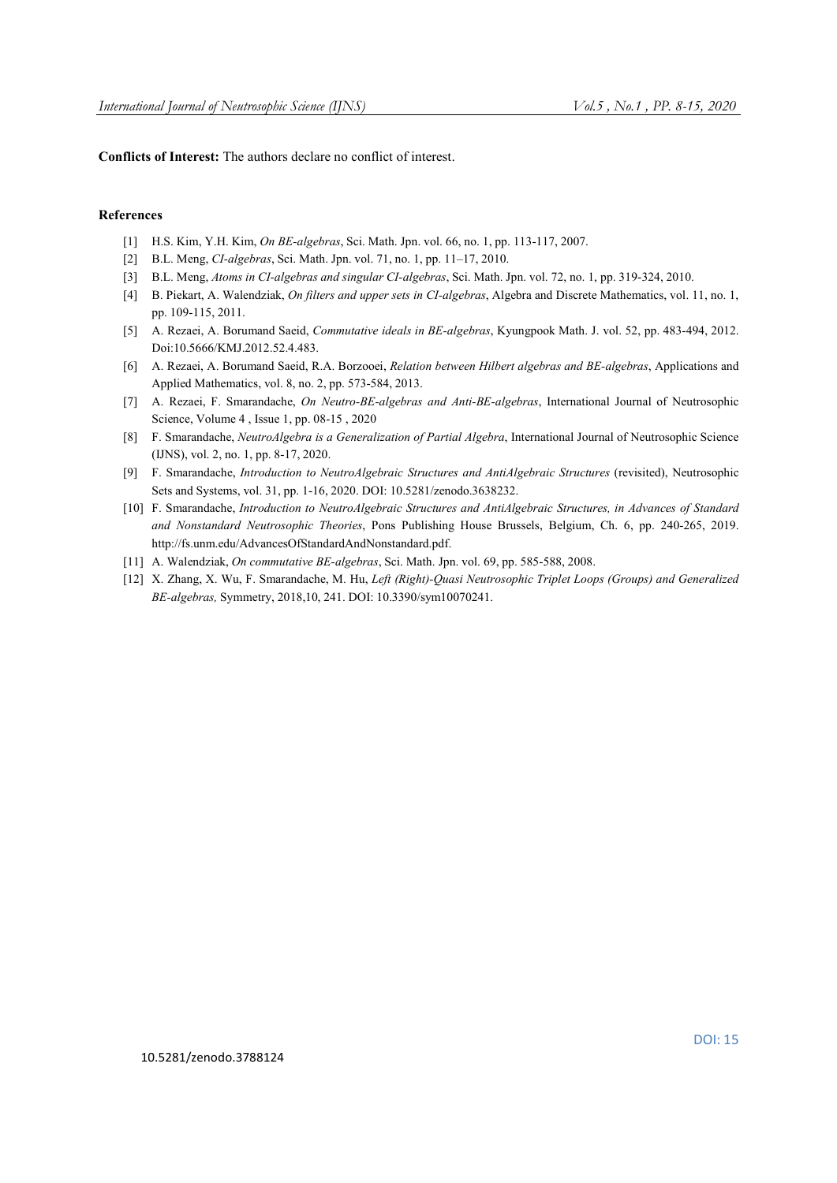**Conflicts of Interest:** The authors declare no conflict of interest.

**References**

[1] H.S. Kim, Y.H. Kim, *On BE-algebras*, Sci. Math. Jpn. vol. 66, no. 1, pp. 113-117, 2007.

[2] B.L. Meng, *CI-algebras*, Sci. Math. Jpn. vol. 71, no. 1, pp. 11–17, 2010.

[3] B.L. Meng, *Atoms in CI-algebras and singular CI-algebras*, Sci. Math. Jpn. vol. 72, no. 1, pp. 319-324, 2010.

[4] B. Piekart, A. Walendziak, *On filters and upper sets in CI-algebras*, Algebra and Discrete Mathematics, vol. 11, no. 1, pp. 109-115, 2011.

[5] A. Rezaei, A. Borumand Saeid, *Commutative ideals in BE-algebras*, Kyungpook Math. J. vol. 52, pp. 483-494, 2012. Doi:10.5666/KMJ.2012.52.4.483.

[6] A. Rezaei, A. Borumand Saeid, R.A. Borzooei, *Relation between Hilbert algebras and BE-algebras*, Applications and Applied Mathematics, vol. 8, no. 2, pp. 573-584, 2013.

[7] A. Rezaei, F. Smarandache, *On Neutro-BE-algebras and Anti-BE-algebras*, International Journal of Neutrosophic Science, Volume 4 , Issue 1, pp. 08-15 , 2020

[8] F. Smarandache, *NeutroAlgebra is a Generalization of Partial Algebra*, International Journal of Neutrosophic Science (IJNS), vol. 2, no. 1, pp. 8-17, 2020.

[9] F. Smarandache, *Introduction to NeutroAlgebraic Structures and AntiAlgebraic Structures* (revisited), Neutrosophic Sets and Systems, vol. 31, pp. 1-16, 2020. DOI: 10.5281/zenodo.3638232.

[10] F. Smarandache, *Introduction to NeutroAlgebraic Structures and AntiAlgebraic Structures, in Advances of Standard and Nonstandard Neutrosophic Theories*, Pons Publishing House Brussels, Belgium, Ch. 6, pp. 240-265, 2019. http://fs.unm.edu/AdvancesOfStandardAndNonstandard.pdf.

[11] A. Walendziak, *On commutative BE-algebras*, Sci. Math. Jpn. vol. 69, pp. 585-588, 2008.

[12] X. Zhang, X. Wu, F. Smarandache, M. Hu, *Left (Right)-Quasi Neutrosophic Triplet Loops (Groups) and Generalized BE-algebras,* Symmetry, 2018,10, 241. DOI: 10.3390/sym10070241.